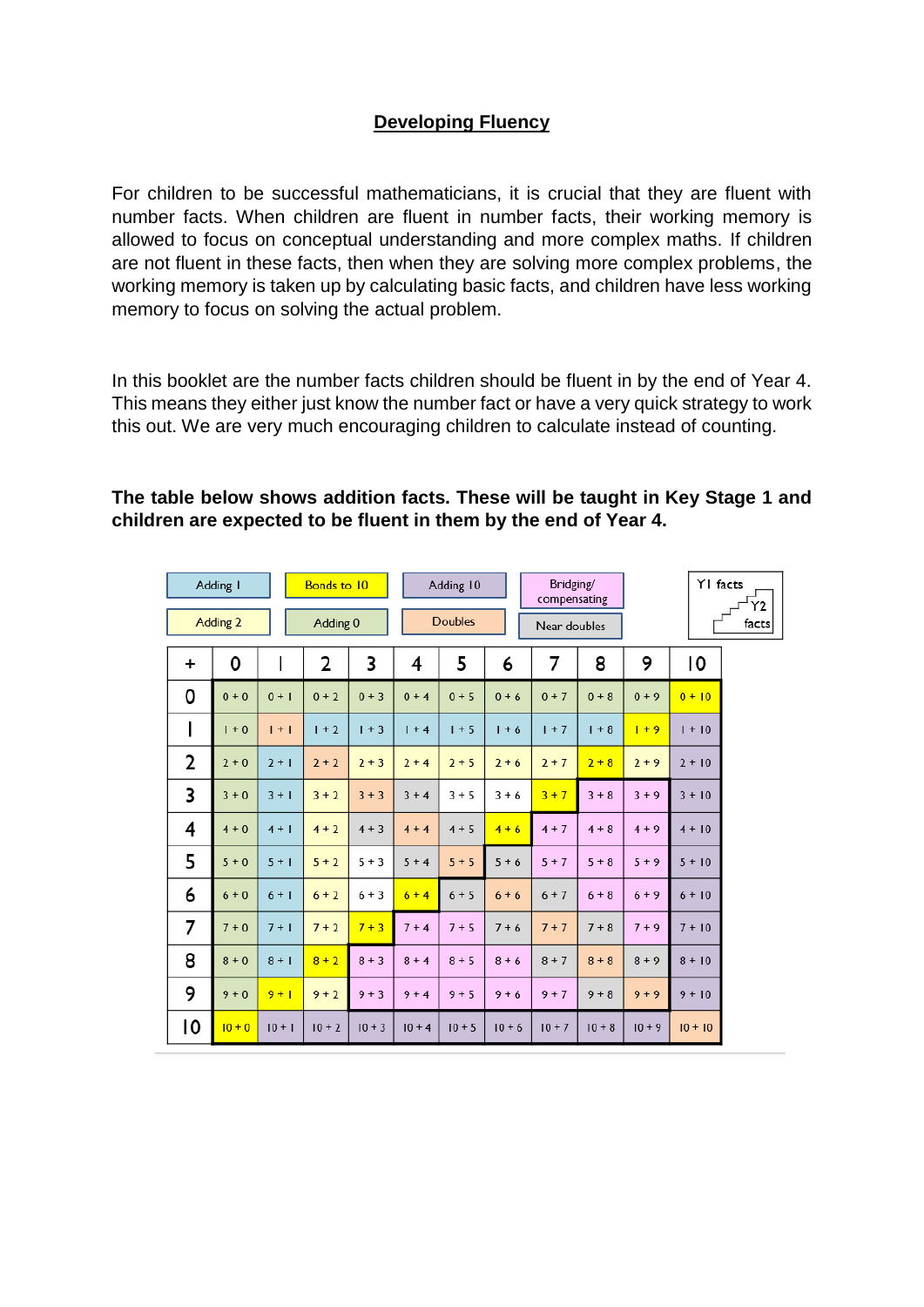# Developing Fluency

For children to be successful mathematicians, it is crucial that they are fluent with number facts. When children are fluent in number facts, their working memory is allowed to focus on conceptual understanding and more complex maths. If children are not fluent in these facts, then when they are solving more complex problems, the working memory is taken up by calculating basic facts, and children have less working memory to focus on solving the actual problem.

In this booklet are the number facts children should be fluent in by the end of Year 4. This means they either just know the number fact or have a very quick strategy to work this out. We are very much encouraging children to calculate instead of counting.

**The table below shows addition facts. These will be taught in Key Stage 1 and children are expected to be fluent in them by the end of Year 4.**

Adding 1 | Bonds to 10 | Adding 10 | Bridging/ compensating | Y1 facts / Y2 facts

Adding 2 | Adding 0 | Doubles | Near doubles

| + | 0 | 1 | 2 | 3 | 4 | 5 | 6 | 7 | 8 | 9 | 10 |
|---|---|---|---|---|---|---|---|---|---|---|---|
| 0 | 0 + 0 | 0 + 1 | 0 + 2 | 0 + 3 | 0 + 4 | 0 + 5 | 0 + 6 | 0 + 7 | 0 + 8 | 0 + 9 | 0 + 10 |
| 1 | 1 + 0 | 1 + 1 | 1 + 2 | 1 + 3 | 1 + 4 | 1 + 5 | 1 + 6 | 1 + 7 | 1 + 8 | 1 + 9 | 1 + 10 |
| 2 | 2 + 0 | 2 + 1 | 2 + 2 | 2 + 3 | 2 + 4 | 2 + 5 | 2 + 6 | 2 + 7 | 2 + 8 | 2 + 9 | 2 + 10 |
| 3 | 3 + 0 | 3 + 1 | 3 + 2 | 3 + 3 | 3 + 4 | 3 + 5 | 3 + 6 | 3 + 7 | 3 + 8 | 3 + 9 | 3 + 10 |
| 4 | 4 + 0 | 4 + 1 | 4 + 2 | 4 + 3 | 4 + 4 | 4 + 5 | 4 + 6 | 4 + 7 | 4 + 8 | 4 + 9 | 4 + 10 |
| 5 | 5 + 0 | 5 + 1 | 5 + 2 | 5 + 3 | 5 + 4 | 5 + 5 | 5 + 6 | 5 + 7 | 5 + 8 | 5 + 9 | 5 + 10 |
| 6 | 6 + 0 | 6 + 1 | 6 + 2 | 6 + 3 | 6 + 4 | 6 + 5 | 6 + 6 | 6 + 7 | 6 + 8 | 6 + 9 | 6 + 10 |
| 7 | 7 + 0 | 7 + 1 | 7 + 2 | 7 + 3 | 7 + 4 | 7 + 5 | 7 + 6 | 7 + 7 | 7 + 8 | 7 + 9 | 7 + 10 |
| 8 | 8 + 0 | 8 + 1 | 8 + 2 | 8 + 3 | 8 + 4 | 8 + 5 | 8 + 6 | 8 + 7 | 8 + 8 | 8 + 9 | 8 + 10 |
| 9 | 9 + 0 | 9 + 1 | 9 + 2 | 9 + 3 | 9 + 4 | 9 + 5 | 9 + 6 | 9 + 7 | 9 + 8 | 9 + 9 | 9 + 10 |
| 10 | 10 + 0 | 10 + 1 | 10 + 2 | 10 + 3 | 10 + 4 | 10 + 5 | 10 + 6 | 10 + 7 | 10 + 8 | 10 + 9 | 10 + 10 |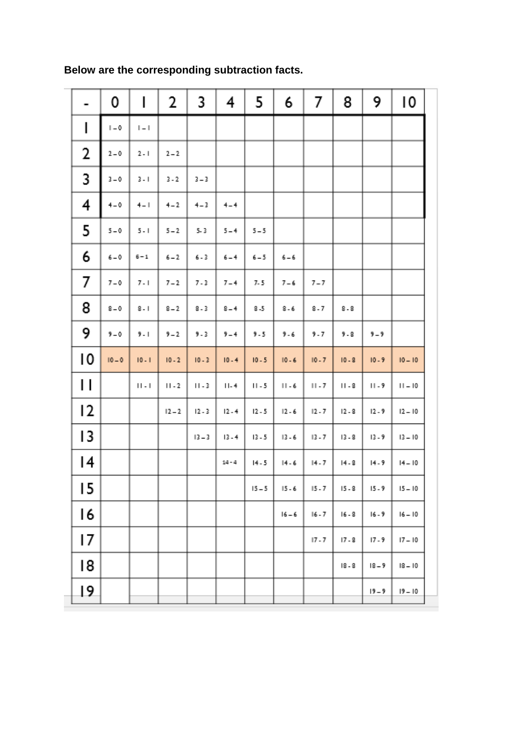**Below are the corresponding subtraction facts.**

| - | 0 | 1 | 2 | 3 | 4 | 5 | 6 | 7 | 8 | 9 | 10 |
|---|---|---|---|---|---|---|---|---|---|---|---|
| 1 | 1 – 0 | 1 – 1 | | | | | | | | | |
| 2 | 2 – 0 | 2 - 1 | 2 – 2 | | | | | | | | |
| 3 | 3 – 0 | 3 - 1 | 3 - 2 | 3 – 3 | | | | | | | |
| 4 | 4 – 0 | 4 – 1 | 4 – 2 | 4 – 3 | 4 – 4 | | | | | | |
| 5 | 5 – 0 | 5 - 1 | 5 – 2 | 5- 3 | 5 – 4 | 5 – 5 | | | | | |
| 6 | 6 – 0 | 6 – 1 | 6 – 2 | 6 - 3 | 6 – 4 | 6 – 5 | 6 – 6 | | | | |
| 7 | 7 – 0 | 7 - 1 | 7 – 2 | 7 - 3 | 7 – 4 | 7- 5 | 7 – 6 | 7 – 7 | | | |
| 8 | 8 – 0 | 8 - 1 | 8 – 2 | 8 - 3 | 8 – 4 | 8 -5 | 8 - 6 | 8 - 7 | 8 - 8 | | |
| 9 | 9 – 0 | 9 - 1 | 9 – 2 | 9 - 3 | 9 – 4 | 9 - 5 | 9 - 6 | 9 - 7 | 9 - 8 | 9 – 9 | |
| 10 | 10 – 0 | 10 - 1 | 10 - 2 | 10 - 3 | 10 - 4 | 10 - 5 | 10 - 6 | 10 - 7 | 10 - 8 | 10 - 9 | 10 – 10 |
| 11 | | 11 - 1 | 11 - 2 | 11 - 3 | 11- 4 | 11 - 5 | 11 - 6 | 11 - 7 | 11 - 8 | 11 - 9 | 11 – 10 |
| 12 | | | 12 – 2 | 12 - 3 | 12 - 4 | 12 - 5 | 12 - 6 | 12 - 7 | 12 - 8 | 12 - 9 | 12 – 10 |
| 13 | | | | 13 – 3 | 13 - 4 | 13 - 5 | 13 - 6 | 13 - 7 | 13 - 8 | 13 - 9 | 13 – 10 |
| 14 | | | | | 14 - 4 | 14 - 5 | 14 - 6 | 14 - 7 | 14 - 8 | 14 - 9 | 14 – 10 |
| 15 | | | | | | 15 – 5 | 15 - 6 | 15 - 7 | 15 - 8 | 15 - 9 | 15 – 10 |
| 16 | | | | | | | 16 – 6 | 16 - 7 | 16 - 8 | 16 - 9 | 16 – 10 |
| 17 | | | | | | | | 17 - 7 | 17 - 8 | 17 - 9 | 17 – 10 |
| 18 | | | | | | | | | 18 - 8 | 18 – 9 | 18 – 10 |
| 19 | | | | | | | | | | 19 – 9 | 19 – 10 |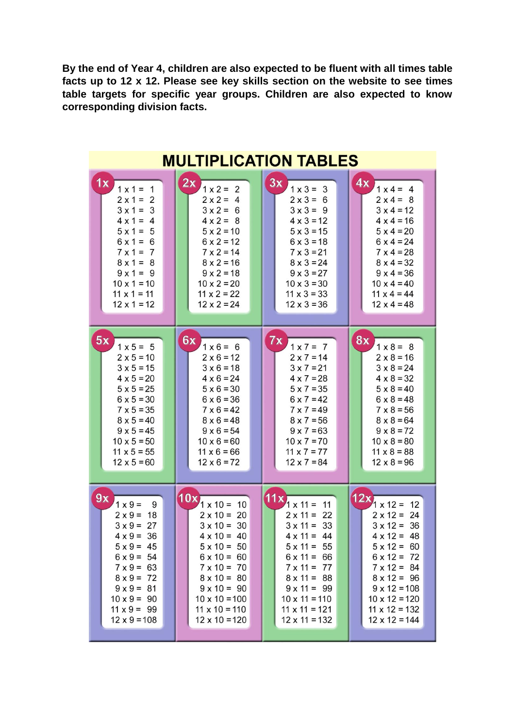**By the end of Year 4, children are also expected to be fluent with all times table facts up to 12 x 12. Please see key skills section on the website to see times table targets for specific year groups. Children are also expected to know corresponding division facts.**

# MULTIPLICATION TABLES

| 1x | 2x | 3x | 4x |
|---|---|---|---|
| 1 x 1 = 1 | 1 x 2 = 2 | 1 x 3 = 3 | 1 x 4 = 4 |
| 2 x 1 = 2 | 2 x 2 = 4 | 2 x 3 = 6 | 2 x 4 = 8 |
| 3 x 1 = 3 | 3 x 2 = 6 | 3 x 3 = 9 | 3 x 4 = 12 |
| 4 x 1 = 4 | 4 x 2 = 8 | 4 x 3 = 12 | 4 x 4 = 16 |
| 5 x 1 = 5 | 5 x 2 = 10 | 5 x 3 = 15 | 5 x 4 = 20 |
| 6 x 1 = 6 | 6 x 2 = 12 | 6 x 3 = 18 | 6 x 4 = 24 |
| 7 x 1 = 7 | 7 x 2 = 14 | 7 x 3 = 21 | 7 x 4 = 28 |
| 8 x 1 = 8 | 8 x 2 = 16 | 8 x 3 = 24 | 8 x 4 = 32 |
| 9 x 1 = 9 | 9 x 2 = 18 | 9 x 3 = 27 | 9 x 4 = 36 |
| 10 x 1 = 10 | 10 x 2 = 20 | 10 x 3 = 30 | 10 x 4 = 40 |
| 11 x 1 = 11 | 11 x 2 = 22 | 11 x 3 = 33 | 11 x 4 = 44 |
| 12 x 1 = 12 | 12 x 2 = 24 | 12 x 3 = 36 | 12 x 4 = 48 |

| 5x | 6x | 7x | 8x |
|---|---|---|---|
| 1 x 5 = 5 | 1 x 6 = 6 | 1 x 7 = 7 | 1 x 8 = 8 |
| 2 x 5 = 10 | 2 x 6 = 12 | 2 x 7 = 14 | 2 x 8 = 16 |
| 3 x 5 = 15 | 3 x 6 = 18 | 3 x 7 = 21 | 3 x 8 = 24 |
| 4 x 5 = 20 | 4 x 6 = 24 | 4 x 7 = 28 | 4 x 8 = 32 |
| 5 x 5 = 25 | 5 x 6 = 30 | 5 x 7 = 35 | 5 x 8 = 40 |
| 6 x 5 = 30 | 6 x 6 = 36 | 6 x 7 = 42 | 6 x 8 = 48 |
| 7 x 5 = 35 | 7 x 6 = 42 | 7 x 7 = 49 | 7 x 8 = 56 |
| 8 x 5 = 40 | 8 x 6 = 48 | 8 x 7 = 56 | 8 x 8 = 64 |
| 9 x 5 = 45 | 9 x 6 = 54 | 9 x 7 = 63 | 9 x 8 = 72 |
| 10 x 5 = 50 | 10 x 6 = 60 | 10 x 7 = 70 | 10 x 8 = 80 |
| 11 x 5 = 55 | 11 x 6 = 66 | 11 x 7 = 77 | 11 x 8 = 88 |
| 12 x 5 = 60 | 12 x 6 = 72 | 12 x 7 = 84 | 12 x 8 = 96 |

| 9x | 10x | 11x | 12x |
|---|---|---|---|
| 1 x 9 = 9 | 1 x 10 = 10 | 1 x 11 = 11 | 1 x 12 = 12 |
| 2 x 9 = 18 | 2 x 10 = 20 | 2 x 11 = 22 | 2 x 12 = 24 |
| 3 x 9 = 27 | 3 x 10 = 30 | 3 x 11 = 33 | 3 x 12 = 36 |
| 4 x 9 = 36 | 4 x 10 = 40 | 4 x 11 = 44 | 4 x 12 = 48 |
| 5 x 9 = 45 | 5 x 10 = 50 | 5 x 11 = 55 | 5 x 12 = 60 |
| 6 x 9 = 54 | 6 x 10 = 60 | 6 x 11 = 66 | 6 x 12 = 72 |
| 7 x 9 = 63 | 7 x 10 = 70 | 7 x 11 = 77 | 7 x 12 = 84 |
| 8 x 9 = 72 | 8 x 10 = 80 | 8 x 11 = 88 | 8 x 12 = 96 |
| 9 x 9 = 81 | 9 x 10 = 90 | 9 x 11 = 99 | 9 x 12 = 108 |
| 10 x 9 = 90 | 10 x 10 = 100 | 10 x 11 = 110 | 10 x 12 = 120 |
| 11 x 9 = 99 | 11 x 10 = 110 | 11 x 11 = 121 | 11 x 12 = 132 |
| 12 x 9 = 108 | 12 x 10 = 120 | 12 x 11 = 132 | 12 x 12 = 144 |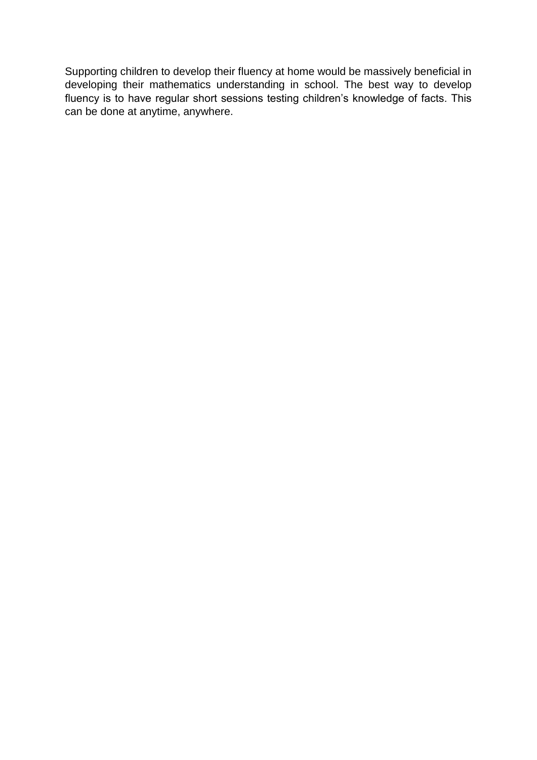Supporting children to develop their fluency at home would be massively beneficial in developing their mathematics understanding in school. The best way to develop fluency is to have regular short sessions testing children's knowledge of facts. This can be done at anytime, anywhere.